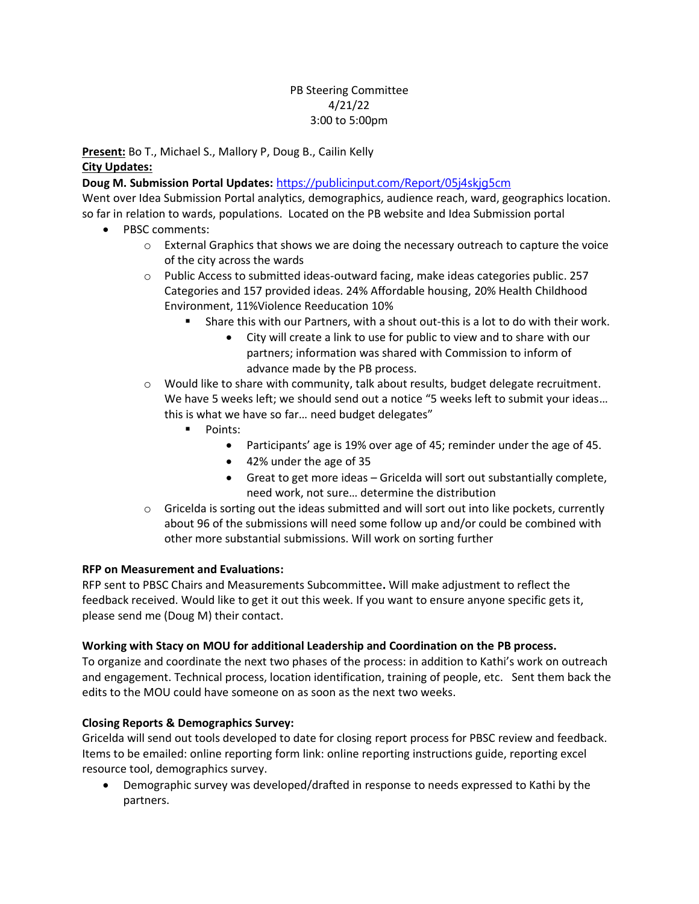PB Steering Committee
4/21/22
3:00 to 5:00pm

**Present:** Bo T., Michael S., Mallory P, Doug B., Cailin Kelly

**City Updates:**

**Doug M. Submission Portal Updates:** [https://publicinput.com/Report/05j4skjg5cm](https://publicinput.com/Report/05j4skjg5cm)

Went over Idea Submission Portal analytics, demographics, audience reach, ward, geographics location. so far in relation to wards, populations. Located on the PB website and Idea Submission portal

- PBSC comments:
  - External Graphics that shows we are doing the necessary outreach to capture the voice of the city across the wards
  - Public Access to submitted ideas-outward facing, make ideas categories public. 257 Categories and 157 provided ideas. 24% Affordable housing, 20% Health Childhood Environment, 11%Violence Reeducation 10%
    - Share this with our Partners, with a shout out-this is a lot to do with their work.
      - City will create a link to use for public to view and to share with our partners; information was shared with Commission to inform of advance made by the PB process.
  - Would like to share with community, talk about results, budget delegate recruitment. We have 5 weeks left; we should send out a notice "5 weeks left to submit your ideas… this is what we have so far… need budget delegates"
    - Points:
      - Participants' age is 19% over age of 45; reminder under the age of 45.
      - 42% under the age of 35
      - Great to get more ideas – Gricelda will sort out substantially complete, need work, not sure… determine the distribution
  - Gricelda is sorting out the ideas submitted and will sort out into like pockets, currently about 96 of the submissions will need some follow up and/or could be combined with other more substantial submissions. Will work on sorting further

**RFP on Measurement and Evaluations:**

RFP sent to PBSC Chairs and Measurements Subcommittee**.** Will make adjustment to reflect the feedback received. Would like to get it out this week. If you want to ensure anyone specific gets it, please send me (Doug M) their contact.

**Working with Stacy on MOU for additional Leadership and Coordination on the PB process.**

To organize and coordinate the next two phases of the process: in addition to Kathi's work on outreach and engagement. Technical process, location identification, training of people, etc. Sent them back the edits to the MOU could have someone on as soon as the next two weeks.

**Closing Reports & Demographics Survey:**

Gricelda will send out tools developed to date for closing report process for PBSC review and feedback. Items to be emailed: online reporting form link: online reporting instructions guide, reporting excel resource tool, demographics survey.

- Demographic survey was developed/drafted in response to needs expressed to Kathi by the partners.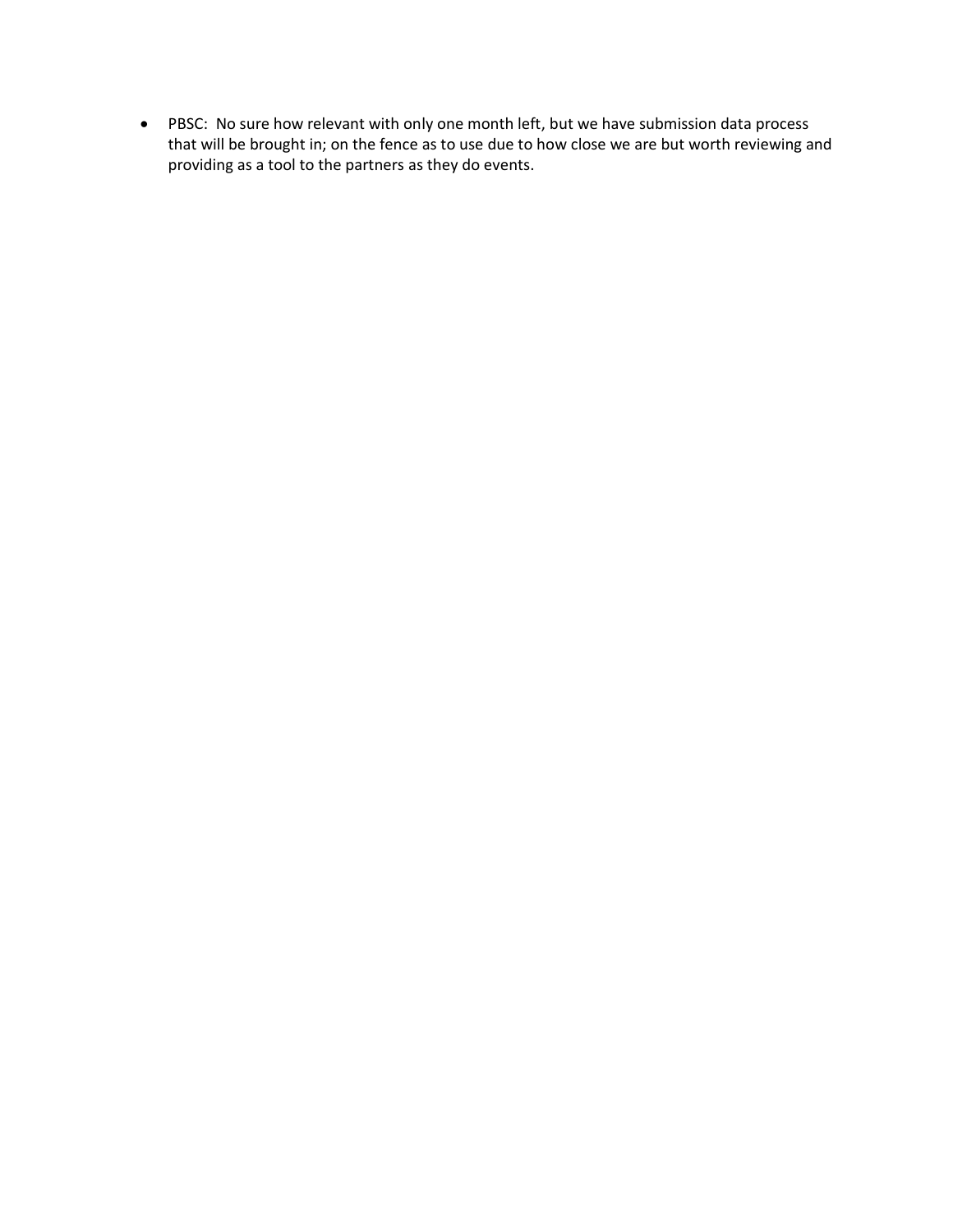- PBSC: No sure how relevant with only one month left, but we have submission data process that will be brought in; on the fence as to use due to how close we are but worth reviewing and providing as a tool to the partners as they do events.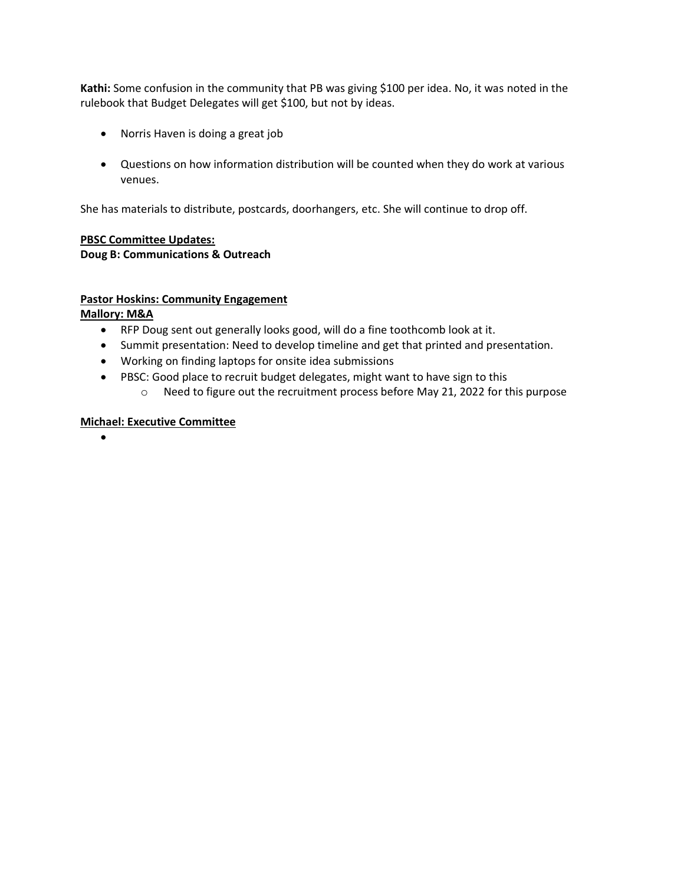**Kathi:** Some confusion in the community that PB was giving $100 per idea. No, it was noted in the rulebook that Budget Delegates will get $100, but not by ideas.

- Norris Haven is doing a great job

- Questions on how information distribution will be counted when they do work at various venues.

She has materials to distribute, postcards, doorhangers, etc. She will continue to drop off.

**PBSC Committee Updates:**
**Doug B: Communications & Outreach**

**Pastor Hoskins: Community Engagement**
**Mallory: M&A**

- RFP Doug sent out generally looks good, will do a fine toothcomb look at it.
- Summit presentation: Need to develop timeline and get that printed and presentation.
- Working on finding laptops for onsite idea submissions
- PBSC: Good place to recruit budget delegates, might want to have sign to this
  - Need to figure out the recruitment process before May 21, 2022 for this purpose

**Michael: Executive Committee**

-